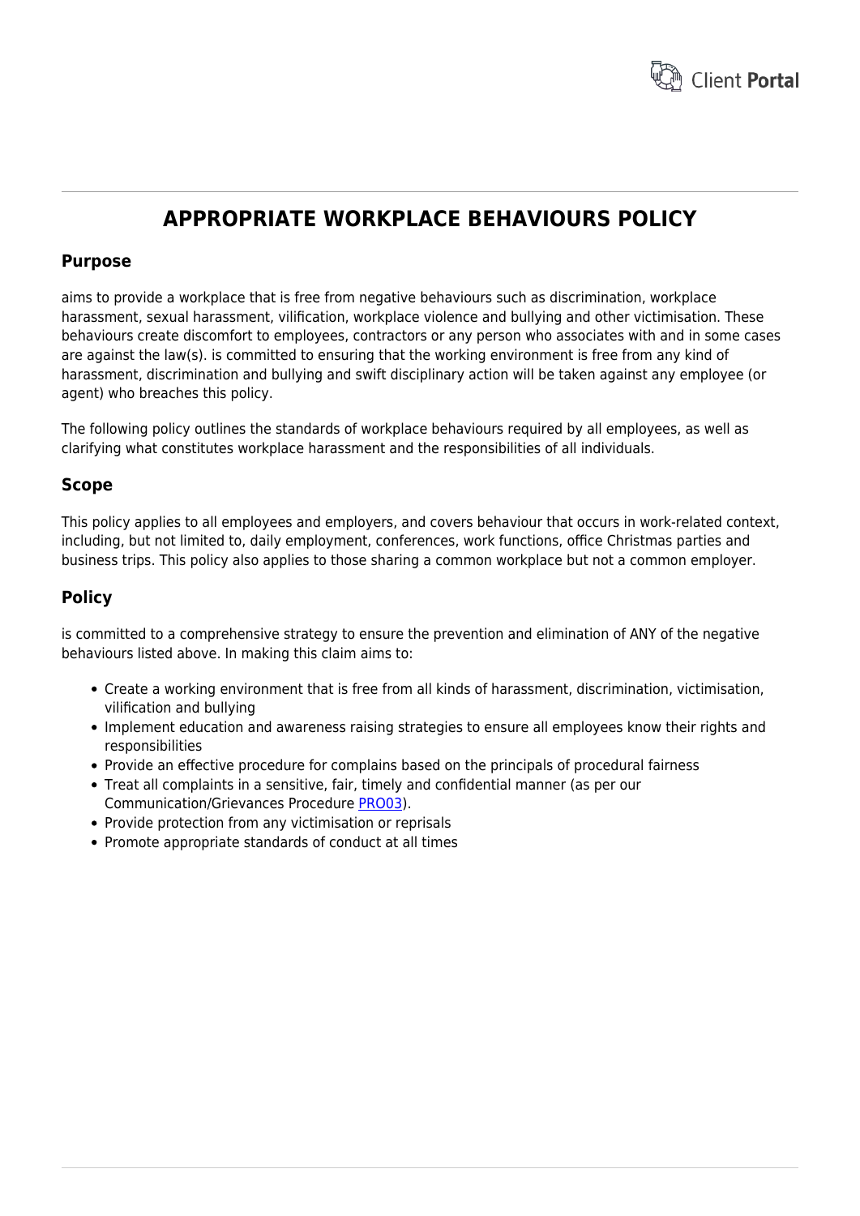# APPROPRIATE WORKPLACE BEHAVIOURS POLICY

## Purpose

aims to provide a workplace that is free from negative behaviours such as discrimination, workplace harassment, sexual harassment, vilification, workplace violence and bullying and other victimisation. These behaviours create discomfort to employees, contractors or any person who associates with and in some cases are against the law(s). is committed to ensuring that the working environment is free from any kind of harassment, discrimination and bullying and swift disciplinary action will be taken against any employee (or agent) who breaches this policy.

The following policy outlines the standards of workplace behaviours required by all employees, as well as clarifying what constitutes workplace harassment and the responsibilities of all individuals.

## Scope

This policy applies to all employees and employers, and covers behaviour that occurs in work-related context, including, but not limited to, daily employment, conferences, work functions, office Christmas parties and business trips. This policy also applies to those sharing a common workplace but not a common employer.

## Policy

is committed to a comprehensive strategy to ensure the prevention and elimination of ANY of the negative behaviours listed above. In making this claim aims to:

- Create a working environment that is free from all kinds of harassment, discrimination, victimisation, vilification and bullying
- Implement education and awareness raising strategies to ensure all employees know their rights and responsibilities
- Provide an effective procedure for complains based on the principals of procedural fairness
- Treat all complaints in a sensitive, fair, timely and confidential manner (as per our Communication/Grievances Procedure PRO03).
- Provide protection from any victimisation or reprisals
- Promote appropriate standards of conduct at all times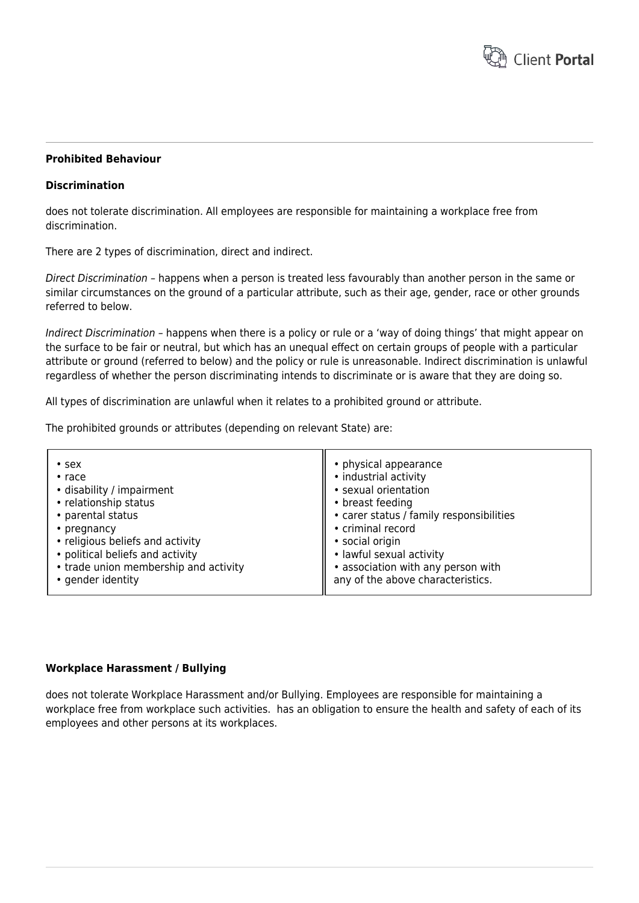**Prohibited Behaviour**

**Discrimination**

does not tolerate discrimination. All employees are responsible for maintaining a workplace free from discrimination.

There are 2 types of discrimination, direct and indirect.

*Direct Discrimination* – happens when a person is treated less favourably than another person in the same or similar circumstances on the ground of a particular attribute, such as their age, gender, race or other grounds referred to below.

*Indirect Discrimination* – happens when there is a policy or rule or a 'way of doing things' that might appear on the surface to be fair or neutral, but which has an unequal effect on certain groups of people with a particular attribute or ground (referred to below) and the policy or rule is unreasonable. Indirect discrimination is unlawful regardless of whether the person discriminating intends to discriminate or is aware that they are doing so.

All types of discrimination are unlawful when it relates to a prohibited ground or attribute.

The prohibited grounds or attributes (depending on relevant State) are:

| | |
|---|---|
| • sex<br>• race<br>• disability / impairment<br>• relationship status<br>• parental status<br>• pregnancy<br>• religious beliefs and activity<br>• political beliefs and activity<br>• trade union membership and activity<br>• gender identity | • physical appearance<br>• industrial activity<br>• sexual orientation<br>• breast feeding<br>• carer status / family responsibilities<br>• criminal record<br>• social origin<br>• lawful sexual activity<br>• association with any person with any of the above characteristics. |

**Workplace Harassment / Bullying**

does not tolerate Workplace Harassment and/or Bullying. Employees are responsible for maintaining a workplace free from workplace such activities.  has an obligation to ensure the health and safety of each of its employees and other persons at its workplaces.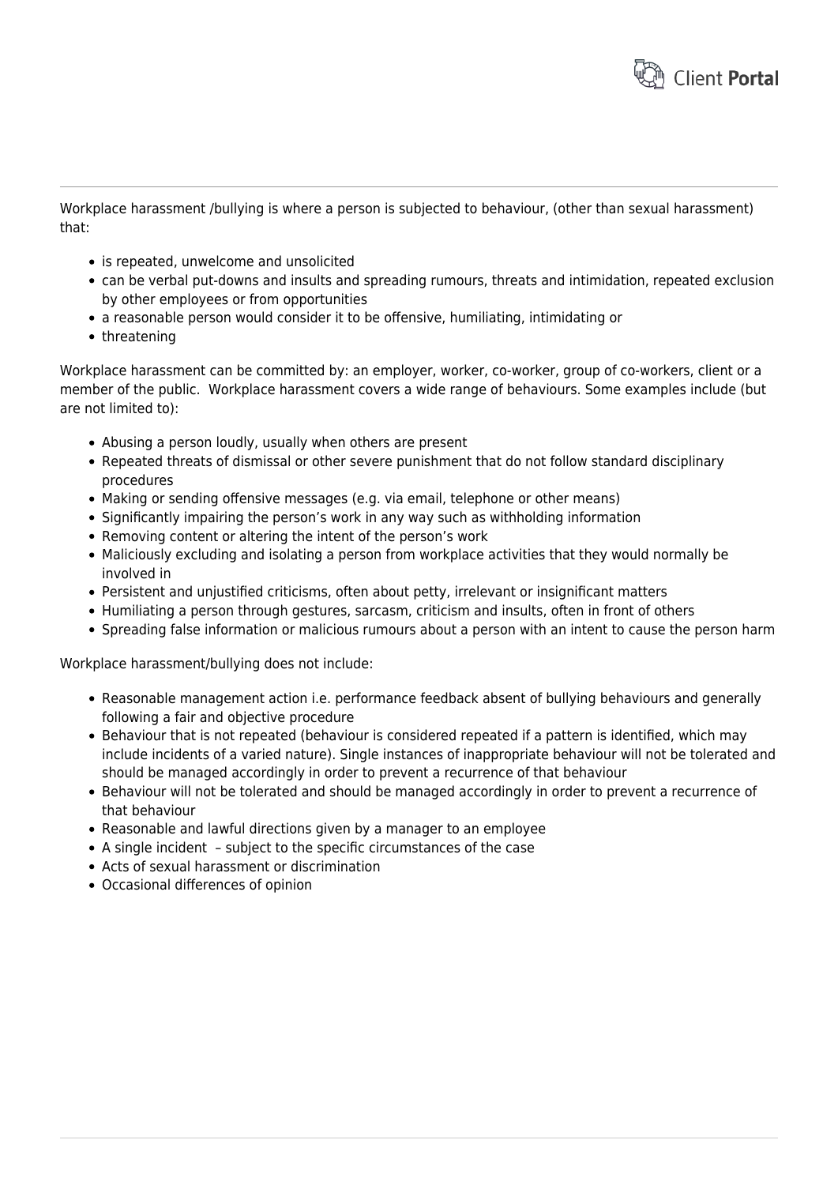Workplace harassment /bullying is where a person is subjected to behaviour, (other than sexual harassment) that:

- is repeated, unwelcome and unsolicited
- can be verbal put-downs and insults and spreading rumours, threats and intimidation, repeated exclusion by other employees or from opportunities
- a reasonable person would consider it to be offensive, humiliating, intimidating or
- threatening

Workplace harassment can be committed by: an employer, worker, co-worker, group of co-workers, client or a member of the public.  Workplace harassment covers a wide range of behaviours. Some examples include (but are not limited to):

- Abusing a person loudly, usually when others are present
- Repeated threats of dismissal or other severe punishment that do not follow standard disciplinary procedures
- Making or sending offensive messages (e.g. via email, telephone or other means)
- Significantly impairing the person's work in any way such as withholding information
- Removing content or altering the intent of the person's work
- Maliciously excluding and isolating a person from workplace activities that they would normally be involved in
- Persistent and unjustified criticisms, often about petty, irrelevant or insignificant matters
- Humiliating a person through gestures, sarcasm, criticism and insults, often in front of others
- Spreading false information or malicious rumours about a person with an intent to cause the person harm

Workplace harassment/bullying does not include:

- Reasonable management action i.e. performance feedback absent of bullying behaviours and generally following a fair and objective procedure
- Behaviour that is not repeated (behaviour is considered repeated if a pattern is identified, which may include incidents of a varied nature). Single instances of inappropriate behaviour will not be tolerated and should be managed accordingly in order to prevent a recurrence of that behaviour
- Behaviour will not be tolerated and should be managed accordingly in order to prevent a recurrence of that behaviour
- Reasonable and lawful directions given by a manager to an employee
- A single incident  – subject to the specific circumstances of the case
- Acts of sexual harassment or discrimination
- Occasional differences of opinion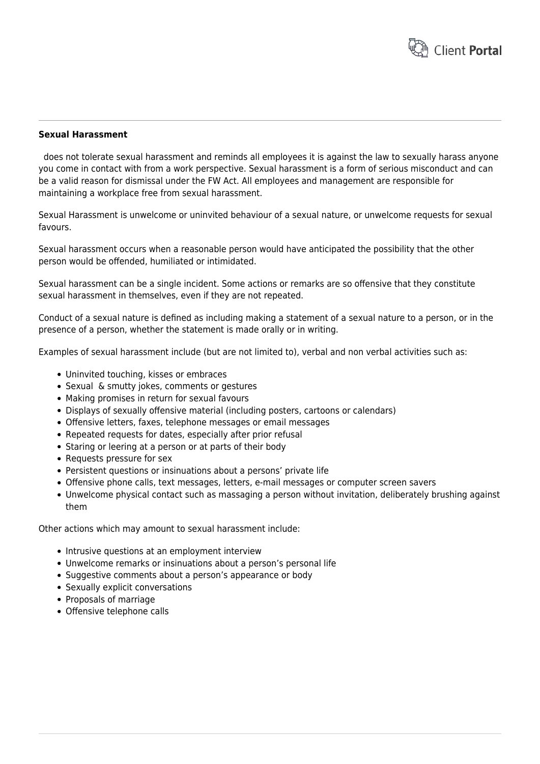**Sexual Harassment**

does not tolerate sexual harassment and reminds all employees it is against the law to sexually harass anyone you come in contact with from a work perspective. Sexual harassment is a form of serious misconduct and can be a valid reason for dismissal under the FW Act. All employees and management are responsible for maintaining a workplace free from sexual harassment.

Sexual Harassment is unwelcome or uninvited behaviour of a sexual nature, or unwelcome requests for sexual favours.

Sexual harassment occurs when a reasonable person would have anticipated the possibility that the other person would be offended, humiliated or intimidated.

Sexual harassment can be a single incident. Some actions or remarks are so offensive that they constitute sexual harassment in themselves, even if they are not repeated.

Conduct of a sexual nature is defined as including making a statement of a sexual nature to a person, or in the presence of a person, whether the statement is made orally or in writing.

Examples of sexual harassment include (but are not limited to), verbal and non verbal activities such as:

- Uninvited touching, kisses or embraces
- Sexual & smutty jokes, comments or gestures
- Making promises in return for sexual favours
- Displays of sexually offensive material (including posters, cartoons or calendars)
- Offensive letters, faxes, telephone messages or email messages
- Repeated requests for dates, especially after prior refusal
- Staring or leering at a person or at parts of their body
- Requests pressure for sex
- Persistent questions or insinuations about a persons' private life
- Offensive phone calls, text messages, letters, e-mail messages or computer screen savers
- Unwelcome physical contact such as massaging a person without invitation, deliberately brushing against them

Other actions which may amount to sexual harassment include:

- Intrusive questions at an employment interview
- Unwelcome remarks or insinuations about a person's personal life
- Suggestive comments about a person's appearance or body
- Sexually explicit conversations
- Proposals of marriage
- Offensive telephone calls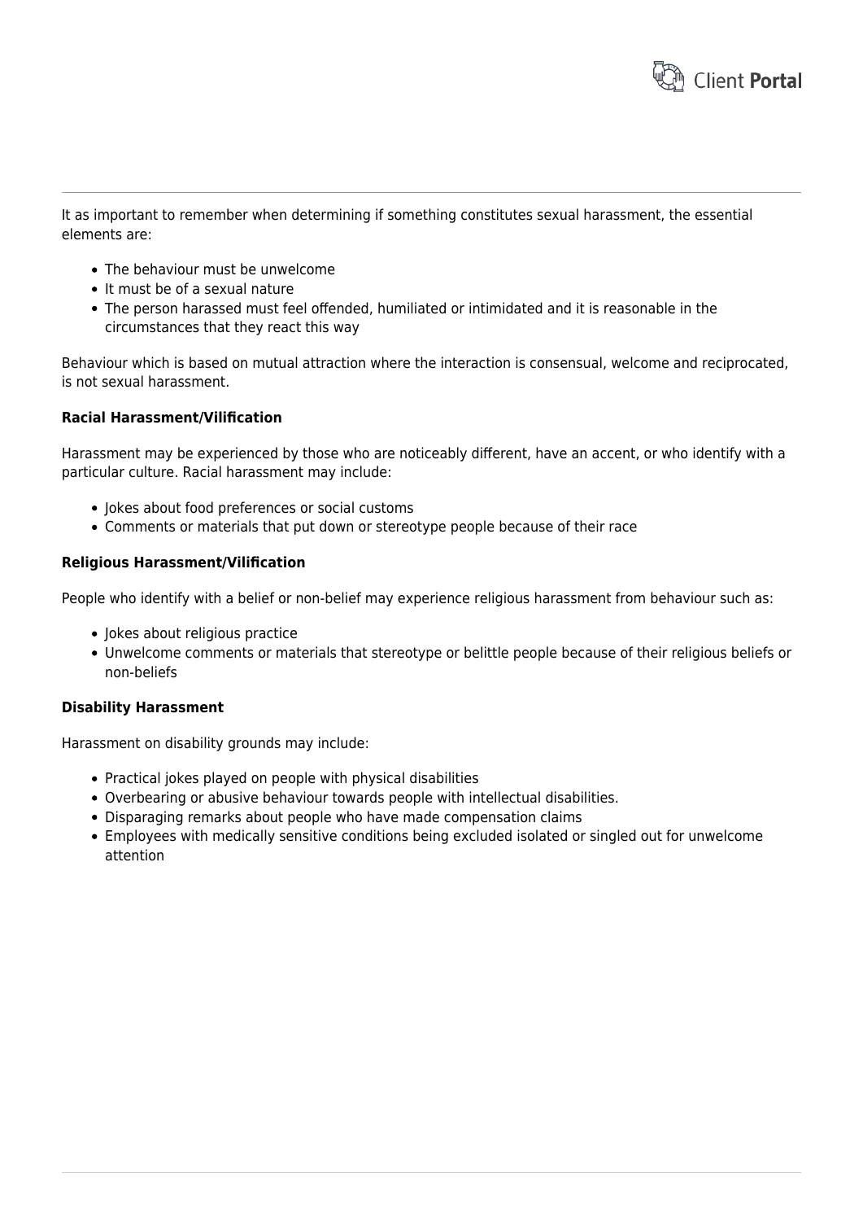It as important to remember when determining if something constitutes sexual harassment, the essential elements are:

- The behaviour must be unwelcome
- It must be of a sexual nature
- The person harassed must feel offended, humiliated or intimidated and it is reasonable in the circumstances that they react this way

Behaviour which is based on mutual attraction where the interaction is consensual, welcome and reciprocated, is not sexual harassment.

**Racial Harassment/Vilification**

Harassment may be experienced by those who are noticeably different, have an accent, or who identify with a particular culture. Racial harassment may include:

- Jokes about food preferences or social customs
- Comments or materials that put down or stereotype people because of their race

**Religious Harassment/Vilification**

People who identify with a belief or non-belief may experience religious harassment from behaviour such as:

- Jokes about religious practice
- Unwelcome comments or materials that stereotype or belittle people because of their religious beliefs or non-beliefs

**Disability Harassment**

Harassment on disability grounds may include:

- Practical jokes played on people with physical disabilities
- Overbearing or abusive behaviour towards people with intellectual disabilities.
- Disparaging remarks about people who have made compensation claims
- Employees with medically sensitive conditions being excluded isolated or singled out for unwelcome attention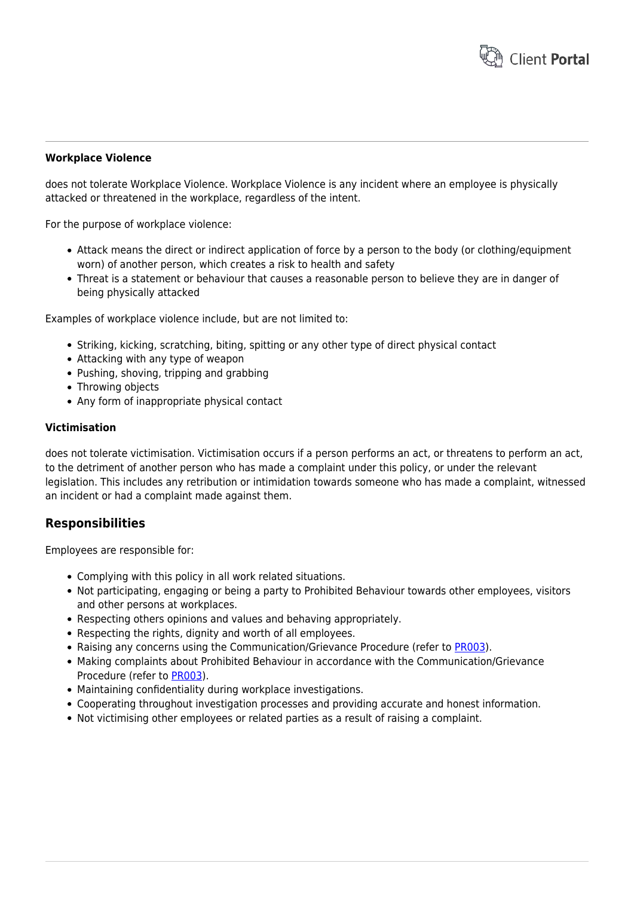**Workplace Violence**

does not tolerate Workplace Violence. Workplace Violence is any incident where an employee is physically attacked or threatened in the workplace, regardless of the intent.

For the purpose of workplace violence:

- Attack means the direct or indirect application of force by a person to the body (or clothing/equipment worn) of another person, which creates a risk to health and safety
- Threat is a statement or behaviour that causes a reasonable person to believe they are in danger of being physically attacked

Examples of workplace violence include, but are not limited to:

- Striking, kicking, scratching, biting, spitting or any other type of direct physical contact
- Attacking with any type of weapon
- Pushing, shoving, tripping and grabbing
- Throwing objects
- Any form of inappropriate physical contact

**Victimisation**

does not tolerate victimisation. Victimisation occurs if a person performs an act, or threatens to perform an act, to the detriment of another person who has made a complaint under this policy, or under the relevant legislation. This includes any retribution or intimidation towards someone who has made a complaint, witnessed an incident or had a complaint made against them.

## Responsibilities

Employees are responsible for:

- Complying with this policy in all work related situations.
- Not participating, engaging or being a party to Prohibited Behaviour towards other employees, visitors and other persons at workplaces.
- Respecting others opinions and values and behaving appropriately.
- Respecting the rights, dignity and worth of all employees.
- Raising any concerns using the Communication/Grievance Procedure (refer to PR003).
- Making complaints about Prohibited Behaviour in accordance with the Communication/Grievance Procedure (refer to PR003).
- Maintaining confidentiality during workplace investigations.
- Cooperating throughout investigation processes and providing accurate and honest information.
- Not victimising other employees or related parties as a result of raising a complaint.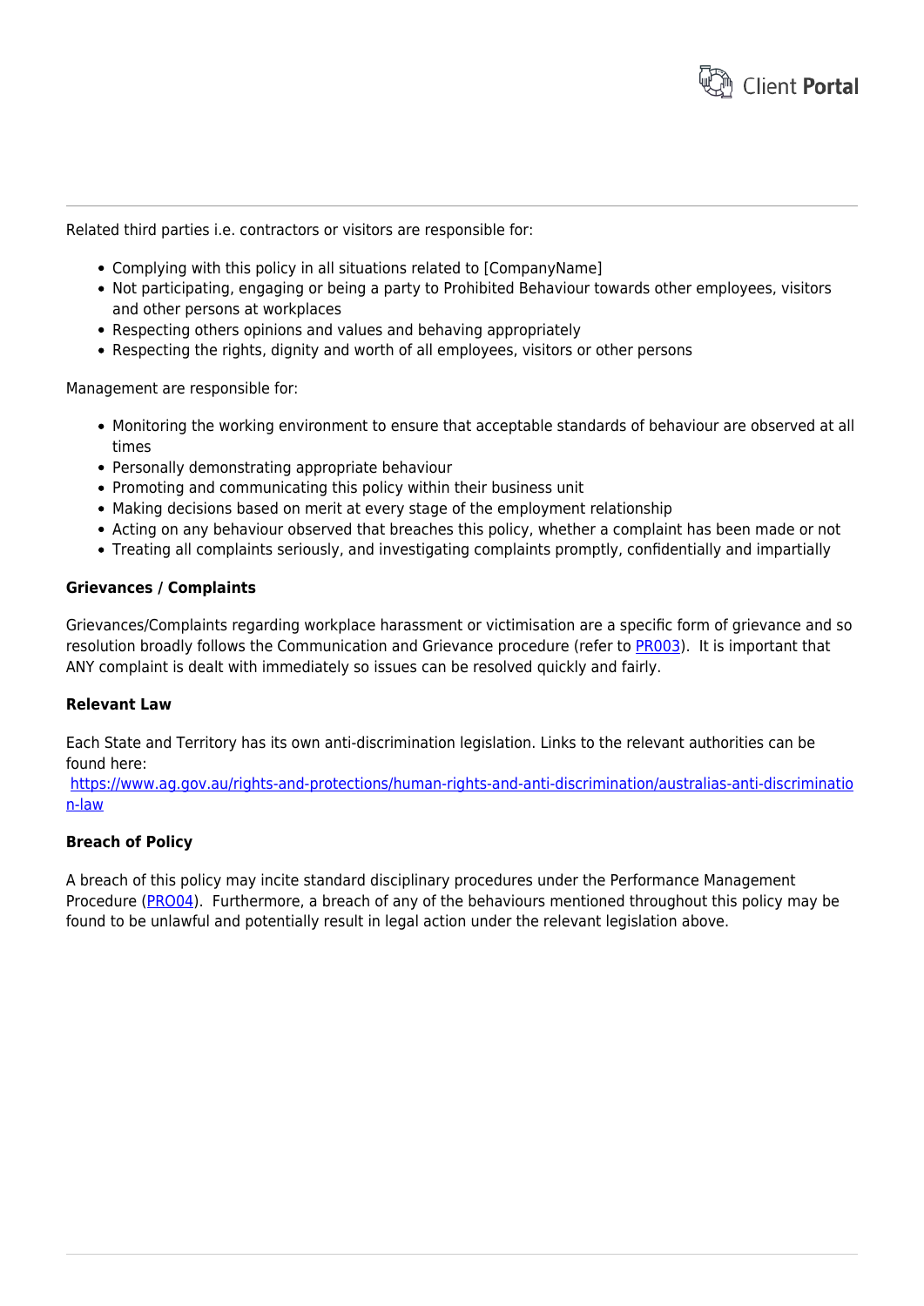Related third parties i.e. contractors or visitors are responsible for:

- Complying with this policy in all situations related to [CompanyName]
- Not participating, engaging or being a party to Prohibited Behaviour towards other employees, visitors and other persons at workplaces
- Respecting others opinions and values and behaving appropriately
- Respecting the rights, dignity and worth of all employees, visitors or other persons

Management are responsible for:

- Monitoring the working environment to ensure that acceptable standards of behaviour are observed at all times
- Personally demonstrating appropriate behaviour
- Promoting and communicating this policy within their business unit
- Making decisions based on merit at every stage of the employment relationship
- Acting on any behaviour observed that breaches this policy, whether a complaint has been made or not
- Treating all complaints seriously, and investigating complaints promptly, confidentially and impartially

**Grievances / Complaints**

Grievances/Complaints regarding workplace harassment or victimisation are a specific form of grievance and so resolution broadly follows the Communication and Grievance procedure (refer to [PR003](PR003)).  It is important that ANY complaint is dealt with immediately so issues can be resolved quickly and fairly.

**Relevant Law**

Each State and Territory has its own anti-discrimination legislation. Links to the relevant authorities can be found here:
[https://www.ag.gov.au/rights-and-protections/human-rights-and-anti-discrimination/australias-anti-discrimination-law](https://www.ag.gov.au/rights-and-protections/human-rights-and-anti-discrimination/australias-anti-discrimination-law)

**Breach of Policy**

A breach of this policy may incite standard disciplinary procedures under the Performance Management Procedure ([PRO04](PRO04)).  Furthermore, a breach of any of the behaviours mentioned throughout this policy may be found to be unlawful and potentially result in legal action under the relevant legislation above.